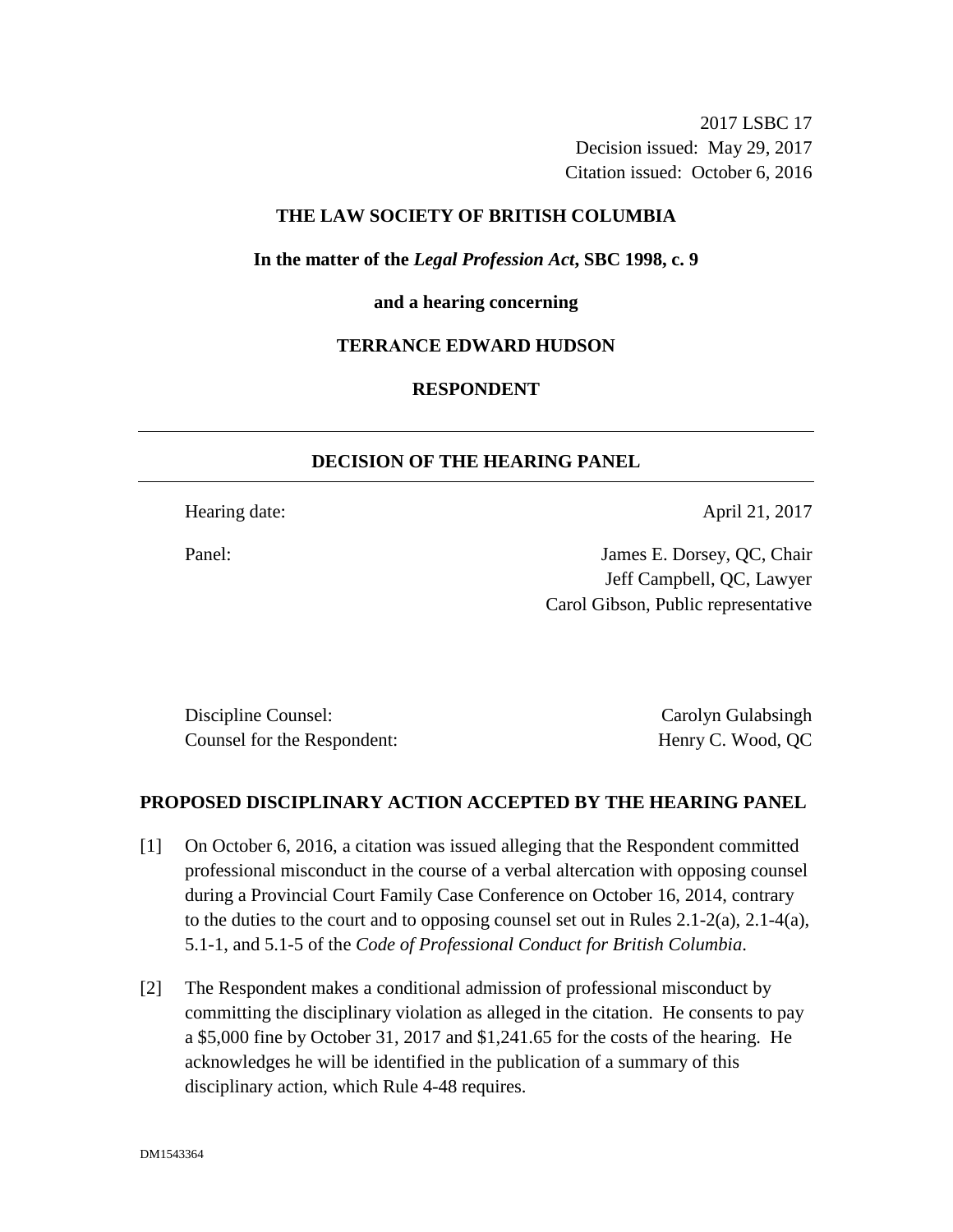2017 LSBC 17
Decision issued: May 29, 2017
Citation issued: October 6, 2016

**THE LAW SOCIETY OF BRITISH COLUMBIA**

**In the matter of the *Legal Profession Act*, SBC 1998, c. 9**

**and a hearing concerning**

**TERRANCE EDWARD HUDSON**

**RESPONDENT**

---

## DECISION OF THE HEARING PANEL

---

Hearing date: April 21, 2017

Panel: James E. Dorsey, QC, Chair
Jeff Campbell, QC, Lawyer
Carol Gibson, Public representative

Discipline Counsel: Carolyn Gulabsingh
Counsel for the Respondent: Henry C. Wood, QC

## PROPOSED DISCIPLINARY ACTION ACCEPTED BY THE HEARING PANEL

[1] On October 6, 2016, a citation was issued alleging that the Respondent committed professional misconduct in the course of a verbal altercation with opposing counsel during a Provincial Court Family Case Conference on October 16, 2014, contrary to the duties to the court and to opposing counsel set out in Rules 2.1-2(a), 2.1-4(a), 5.1-1, and 5.1-5 of the *Code of Professional Conduct for British Columbia*.

[2] The Respondent makes a conditional admission of professional misconduct by committing the disciplinary violation as alleged in the citation. He consents to pay a $5,000 fine by October 31, 2017 and $1,241.65 for the costs of the hearing. He acknowledges he will be identified in the publication of a summary of this disciplinary action, which Rule 4-48 requires.

DM1543364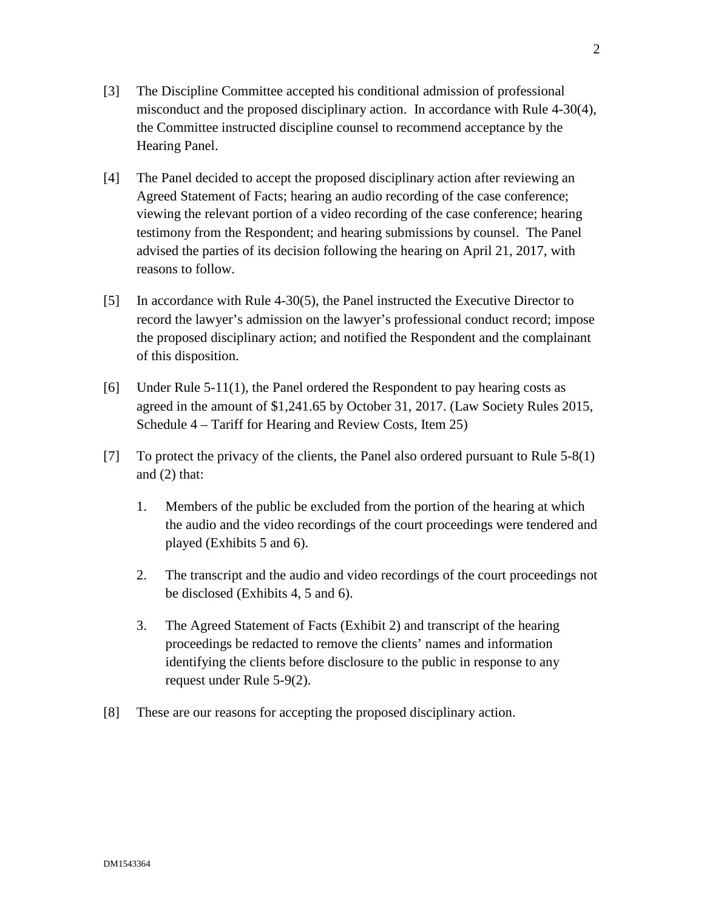[3] The Discipline Committee accepted his conditional admission of professional misconduct and the proposed disciplinary action. In accordance with Rule 4-30(4), the Committee instructed discipline counsel to recommend acceptance by the Hearing Panel.

[4] The Panel decided to accept the proposed disciplinary action after reviewing an Agreed Statement of Facts; hearing an audio recording of the case conference; viewing the relevant portion of a video recording of the case conference; hearing testimony from the Respondent; and hearing submissions by counsel. The Panel advised the parties of its decision following the hearing on April 21, 2017, with reasons to follow.

[5] In accordance with Rule 4-30(5), the Panel instructed the Executive Director to record the lawyer's admission on the lawyer's professional conduct record; impose the proposed disciplinary action; and notified the Respondent and the complainant of this disposition.

[6] Under Rule 5-11(1), the Panel ordered the Respondent to pay hearing costs as agreed in the amount of $1,241.65 by October 31, 2017. (Law Society Rules 2015, Schedule 4 – Tariff for Hearing and Review Costs, Item 25)

[7] To protect the privacy of the clients, the Panel also ordered pursuant to Rule 5-8(1) and (2) that:

1. Members of the public be excluded from the portion of the hearing at which the audio and the video recordings of the court proceedings were tendered and played (Exhibits 5 and 6).

2. The transcript and the audio and video recordings of the court proceedings not be disclosed (Exhibits 4, 5 and 6).

3. The Agreed Statement of Facts (Exhibit 2) and transcript of the hearing proceedings be redacted to remove the clients' names and information identifying the clients before disclosure to the public in response to any request under Rule 5-9(2).

[8] These are our reasons for accepting the proposed disciplinary action.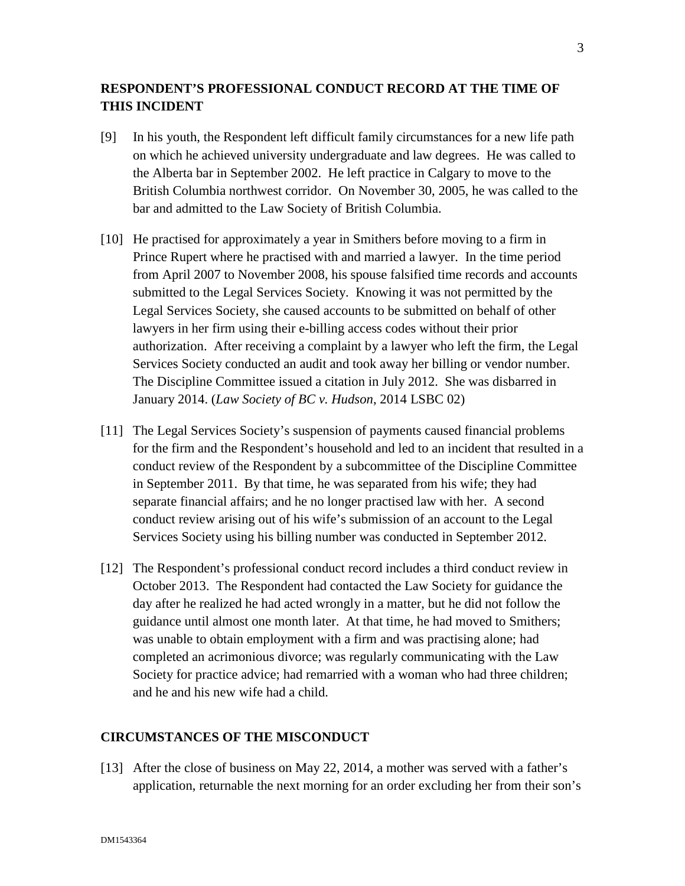## RESPONDENT'S PROFESSIONAL CONDUCT RECORD AT THE TIME OF THIS INCIDENT

[9] In his youth, the Respondent left difficult family circumstances for a new life path on which he achieved university undergraduate and law degrees. He was called to the Alberta bar in September 2002. He left practice in Calgary to move to the British Columbia northwest corridor. On November 30, 2005, he was called to the bar and admitted to the Law Society of British Columbia.

[10] He practised for approximately a year in Smithers before moving to a firm in Prince Rupert where he practised with and married a lawyer. In the time period from April 2007 to November 2008, his spouse falsified time records and accounts submitted to the Legal Services Society. Knowing it was not permitted by the Legal Services Society, she caused accounts to be submitted on behalf of other lawyers in her firm using their e-billing access codes without their prior authorization. After receiving a complaint by a lawyer who left the firm, the Legal Services Society conducted an audit and took away her billing or vendor number. The Discipline Committee issued a citation in July 2012. She was disbarred in January 2014. (*Law Society of BC v. Hudson*, 2014 LSBC 02)

[11] The Legal Services Society's suspension of payments caused financial problems for the firm and the Respondent's household and led to an incident that resulted in a conduct review of the Respondent by a subcommittee of the Discipline Committee in September 2011. By that time, he was separated from his wife; they had separate financial affairs; and he no longer practised law with her. A second conduct review arising out of his wife's submission of an account to the Legal Services Society using his billing number was conducted in September 2012.

[12] The Respondent's professional conduct record includes a third conduct review in October 2013. The Respondent had contacted the Law Society for guidance the day after he realized he had acted wrongly in a matter, but he did not follow the guidance until almost one month later. At that time, he had moved to Smithers; was unable to obtain employment with a firm and was practising alone; had completed an acrimonious divorce; was regularly communicating with the Law Society for practice advice; had remarried with a woman who had three children; and he and his new wife had a child.

## CIRCUMSTANCES OF THE MISCONDUCT

[13] After the close of business on May 22, 2014, a mother was served with a father's application, returnable the next morning for an order excluding her from their son's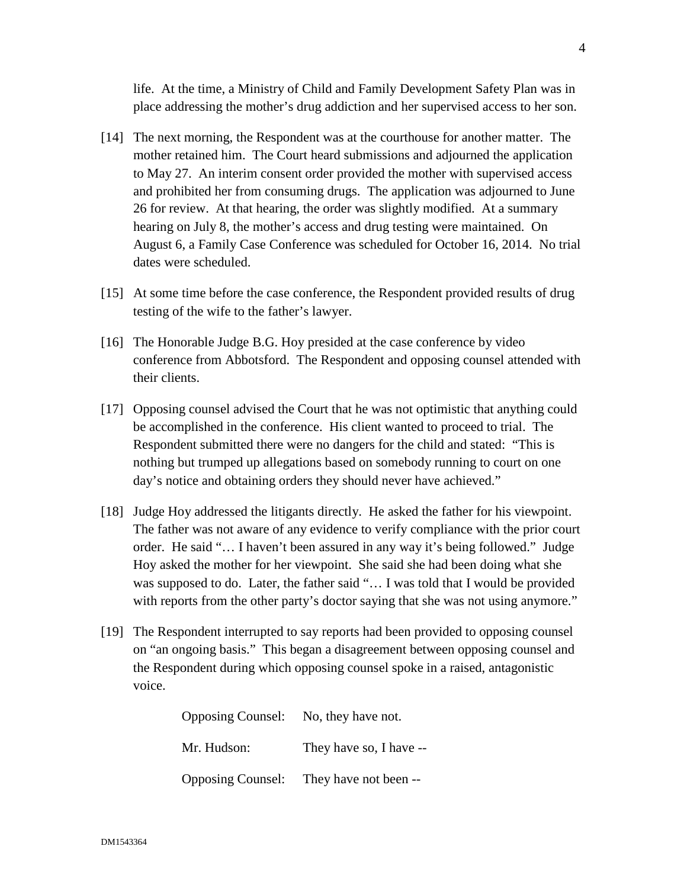life. At the time, a Ministry of Child and Family Development Safety Plan was in place addressing the mother's drug addiction and her supervised access to her son.

[14] The next morning, the Respondent was at the courthouse for another matter. The mother retained him. The Court heard submissions and adjourned the application to May 27. An interim consent order provided the mother with supervised access and prohibited her from consuming drugs. The application was adjourned to June 26 for review. At that hearing, the order was slightly modified. At a summary hearing on July 8, the mother's access and drug testing were maintained. On August 6, a Family Case Conference was scheduled for October 16, 2014. No trial dates were scheduled.

[15] At some time before the case conference, the Respondent provided results of drug testing of the wife to the father's lawyer.

[16] The Honorable Judge B.G. Hoy presided at the case conference by video conference from Abbotsford. The Respondent and opposing counsel attended with their clients.

[17] Opposing counsel advised the Court that he was not optimistic that anything could be accomplished in the conference. His client wanted to proceed to trial. The Respondent submitted there were no dangers for the child and stated: "This is nothing but trumped up allegations based on somebody running to court on one day's notice and obtaining orders they should never have achieved."

[18] Judge Hoy addressed the litigants directly. He asked the father for his viewpoint. The father was not aware of any evidence to verify compliance with the prior court order. He said "… I haven't been assured in any way it's being followed." Judge Hoy asked the mother for her viewpoint. She said she had been doing what she was supposed to do. Later, the father said "… I was told that I would be provided with reports from the other party's doctor saying that she was not using anymore."

[19] The Respondent interrupted to say reports had been provided to opposing counsel on "an ongoing basis." This began a disagreement between opposing counsel and the Respondent during which opposing counsel spoke in a raised, antagonistic voice.

> Opposing Counsel: No, they have not.
>
> Mr. Hudson: They have so, I have --
>
> Opposing Counsel: They have not been --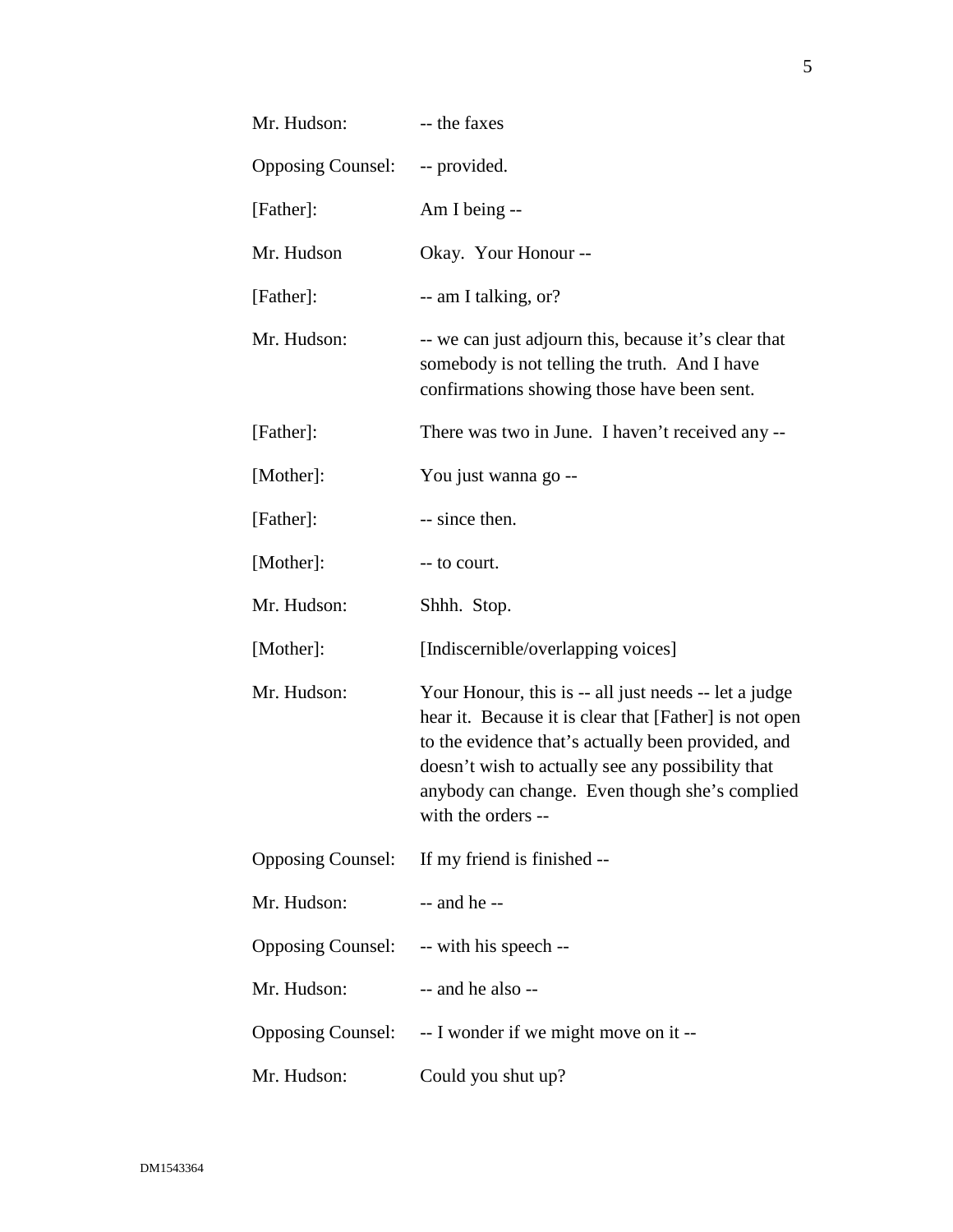| | |
|---|---|
| Mr. Hudson: | -- the faxes |
| Opposing Counsel: | -- provided. |
| [Father]: | Am I being -- |
| Mr. Hudson | Okay. Your Honour -- |
| [Father]: | -- am I talking, or? |
| Mr. Hudson: | -- we can just adjourn this, because it's clear that somebody is not telling the truth. And I have confirmations showing those have been sent. |
| [Father]: | There was two in June. I haven't received any -- |
| [Mother]: | You just wanna go -- |
| [Father]: | -- since then. |
| [Mother]: | -- to court. |
| Mr. Hudson: | Shhh. Stop. |
| [Mother]: | [Indiscernible/overlapping voices] |
| Mr. Hudson: | Your Honour, this is -- all just needs -- let a judge hear it. Because it is clear that [Father] is not open to the evidence that's actually been provided, and doesn't wish to actually see any possibility that anybody can change. Even though she's complied with the orders -- |
| Opposing Counsel: | If my friend is finished -- |
| Mr. Hudson: | -- and he -- |
| Opposing Counsel: | -- with his speech -- |
| Mr. Hudson: | -- and he also -- |
| Opposing Counsel: | -- I wonder if we might move on it -- |
| Mr. Hudson: | Could you shut up? |

DM1543364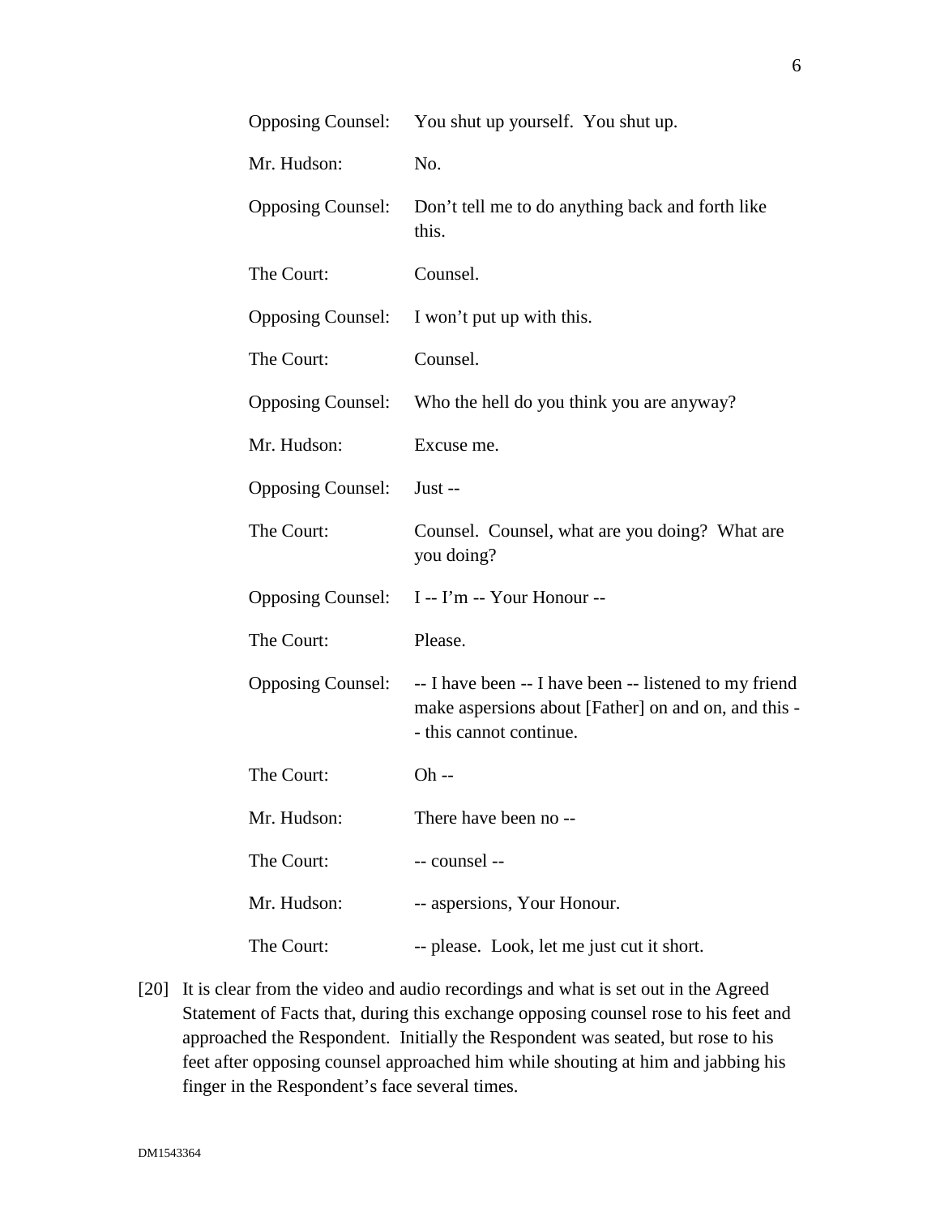| | |
|---|---|
| Opposing Counsel: | You shut up yourself. You shut up. |
| Mr. Hudson: | No. |
| Opposing Counsel: | Don't tell me to do anything back and forth like this. |
| The Court: | Counsel. |
| Opposing Counsel: | I won't put up with this. |
| The Court: | Counsel. |
| Opposing Counsel: | Who the hell do you think you are anyway? |
| Mr. Hudson: | Excuse me. |
| Opposing Counsel: | Just -- |
| The Court: | Counsel. Counsel, what are you doing? What are you doing? |
| Opposing Counsel: | I -- I'm -- Your Honour -- |
| The Court: | Please. |
| Opposing Counsel: | -- I have been -- I have been -- listened to my friend make aspersions about [Father] on and on, and this -- this cannot continue. |
| The Court: | Oh -- |
| Mr. Hudson: | There have been no -- |
| The Court: | -- counsel -- |
| Mr. Hudson: | -- aspersions, Your Honour. |
| The Court: | -- please. Look, let me just cut it short. |

[20] It is clear from the video and audio recordings and what is set out in the Agreed Statement of Facts that, during this exchange opposing counsel rose to his feet and approached the Respondent. Initially the Respondent was seated, but rose to his feet after opposing counsel approached him while shouting at him and jabbing his finger in the Respondent's face several times.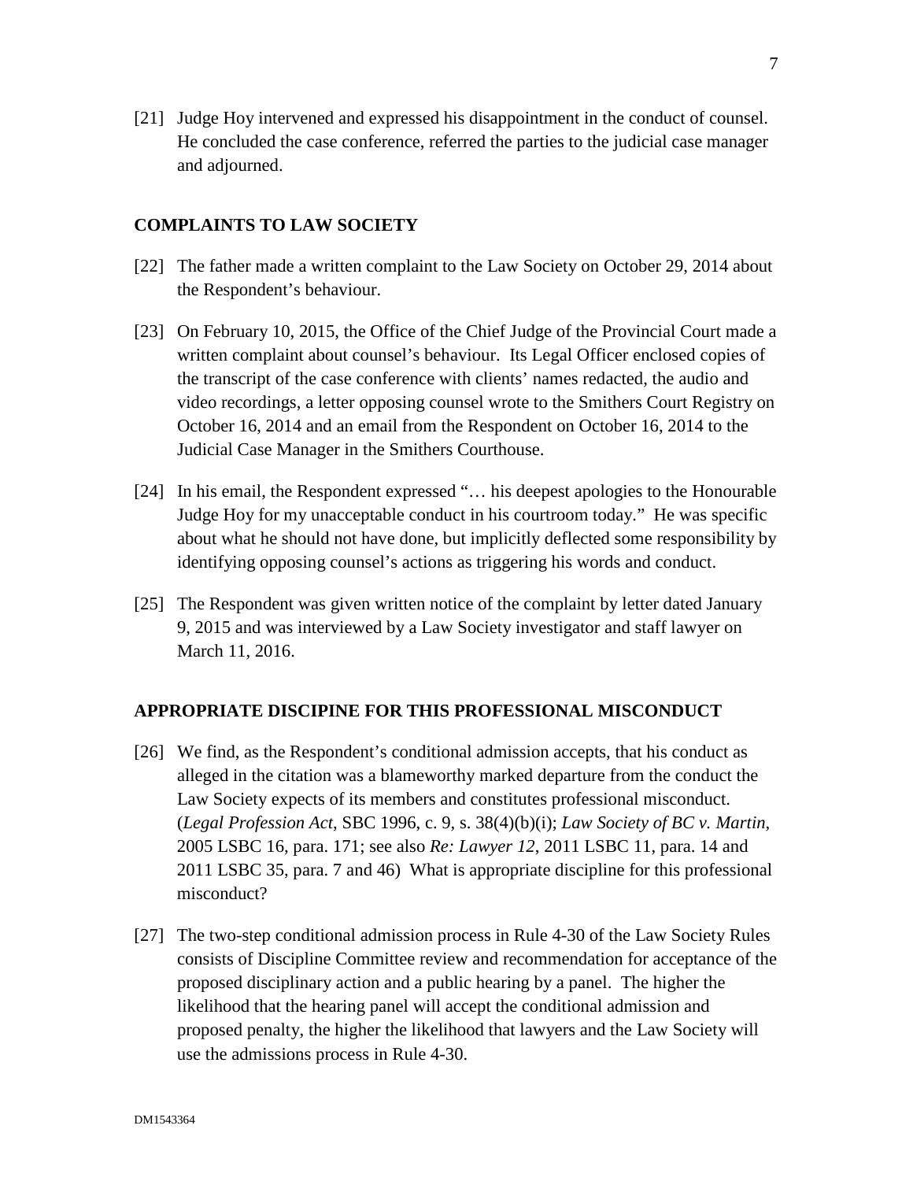[21] Judge Hoy intervened and expressed his disappointment in the conduct of counsel. He concluded the case conference, referred the parties to the judicial case manager and adjourned.

## COMPLAINTS TO LAW SOCIETY

[22] The father made a written complaint to the Law Society on October 29, 2014 about the Respondent's behaviour.

[23] On February 10, 2015, the Office of the Chief Judge of the Provincial Court made a written complaint about counsel's behaviour. Its Legal Officer enclosed copies of the transcript of the case conference with clients' names redacted, the audio and video recordings, a letter opposing counsel wrote to the Smithers Court Registry on October 16, 2014 and an email from the Respondent on October 16, 2014 to the Judicial Case Manager in the Smithers Courthouse.

[24] In his email, the Respondent expressed "… his deepest apologies to the Honourable Judge Hoy for my unacceptable conduct in his courtroom today." He was specific about what he should not have done, but implicitly deflected some responsibility by identifying opposing counsel's actions as triggering his words and conduct.

[25] The Respondent was given written notice of the complaint by letter dated January 9, 2015 and was interviewed by a Law Society investigator and staff lawyer on March 11, 2016.

## APPROPRIATE DISCIPINE FOR THIS PROFESSIONAL MISCONDUCT

[26] We find, as the Respondent's conditional admission accepts, that his conduct as alleged in the citation was a blameworthy marked departure from the conduct the Law Society expects of its members and constitutes professional misconduct. (*Legal Profession Act*, SBC 1996, c. 9, s. 38(4)(b)(i); *Law Society of BC v. Martin*, 2005 LSBC 16, para. 171; see also *Re: Lawyer 12*, 2011 LSBC 11, para. 14 and 2011 LSBC 35, para. 7 and 46) What is appropriate discipline for this professional misconduct?

[27] The two-step conditional admission process in Rule 4-30 of the Law Society Rules consists of Discipline Committee review and recommendation for acceptance of the proposed disciplinary action and a public hearing by a panel. The higher the likelihood that the hearing panel will accept the conditional admission and proposed penalty, the higher the likelihood that lawyers and the Law Society will use the admissions process in Rule 4-30.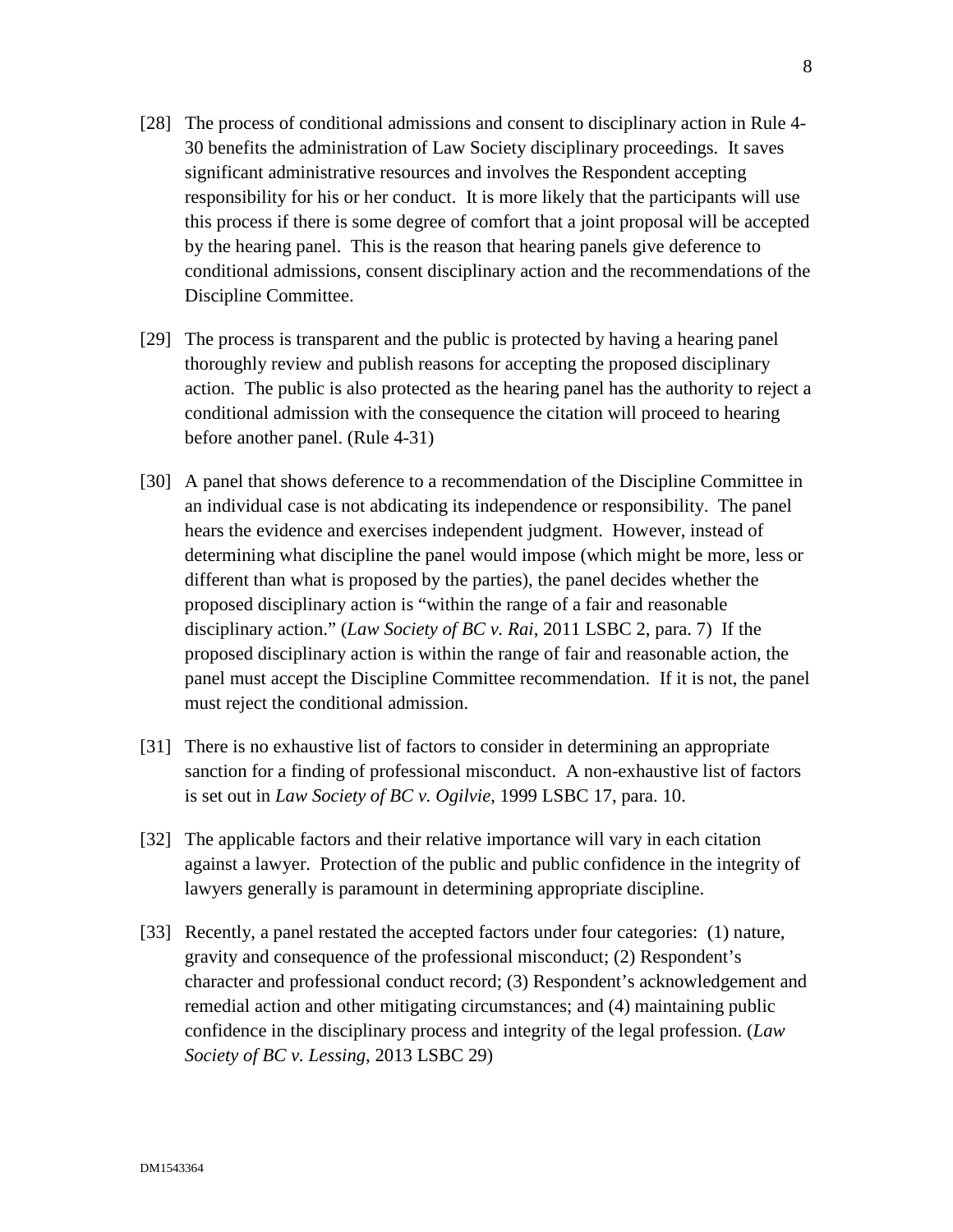[28] The process of conditional admissions and consent to disciplinary action in Rule 4-30 benefits the administration of Law Society disciplinary proceedings. It saves significant administrative resources and involves the Respondent accepting responsibility for his or her conduct. It is more likely that the participants will use this process if there is some degree of comfort that a joint proposal will be accepted by the hearing panel. This is the reason that hearing panels give deference to conditional admissions, consent disciplinary action and the recommendations of the Discipline Committee.

[29] The process is transparent and the public is protected by having a hearing panel thoroughly review and publish reasons for accepting the proposed disciplinary action. The public is also protected as the hearing panel has the authority to reject a conditional admission with the consequence the citation will proceed to hearing before another panel. (Rule 4-31)

[30] A panel that shows deference to a recommendation of the Discipline Committee in an individual case is not abdicating its independence or responsibility. The panel hears the evidence and exercises independent judgment. However, instead of determining what discipline the panel would impose (which might be more, less or different than what is proposed by the parties), the panel decides whether the proposed disciplinary action is "within the range of a fair and reasonable disciplinary action." (*Law Society of BC v. Rai*, 2011 LSBC 2, para. 7) If the proposed disciplinary action is within the range of fair and reasonable action, the panel must accept the Discipline Committee recommendation. If it is not, the panel must reject the conditional admission.

[31] There is no exhaustive list of factors to consider in determining an appropriate sanction for a finding of professional misconduct. A non-exhaustive list of factors is set out in *Law Society of BC v. Ogilvie*, 1999 LSBC 17, para. 10.

[32] The applicable factors and their relative importance will vary in each citation against a lawyer. Protection of the public and public confidence in the integrity of lawyers generally is paramount in determining appropriate discipline.

[33] Recently, a panel restated the accepted factors under four categories: (1) nature, gravity and consequence of the professional misconduct; (2) Respondent's character and professional conduct record; (3) Respondent's acknowledgement and remedial action and other mitigating circumstances; and (4) maintaining public confidence in the disciplinary process and integrity of the legal profession. (*Law Society of BC v. Lessing*, 2013 LSBC 29)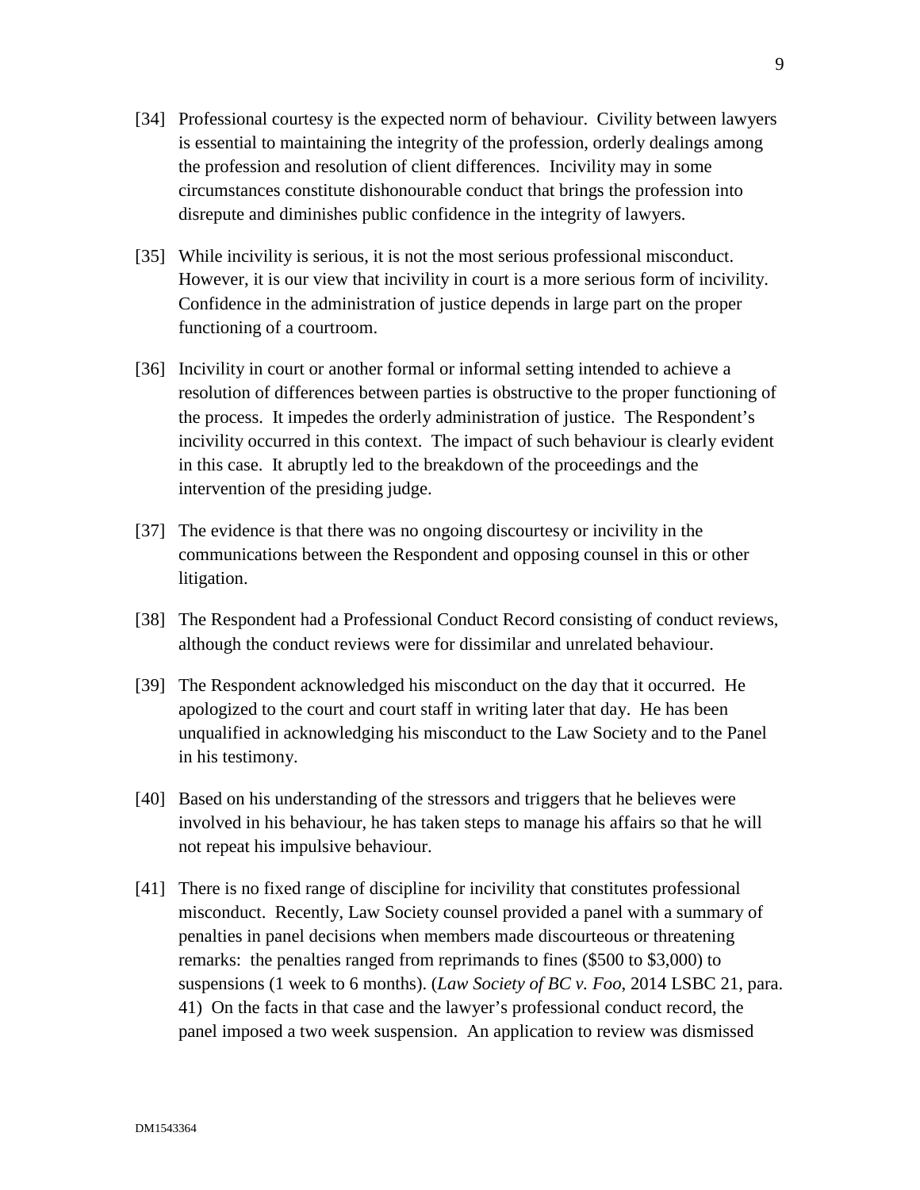[34] Professional courtesy is the expected norm of behaviour. Civility between lawyers is essential to maintaining the integrity of the profession, orderly dealings among the profession and resolution of client differences. Incivility may in some circumstances constitute dishonourable conduct that brings the profession into disrepute and diminishes public confidence in the integrity of lawyers.

[35] While incivility is serious, it is not the most serious professional misconduct. However, it is our view that incivility in court is a more serious form of incivility. Confidence in the administration of justice depends in large part on the proper functioning of a courtroom.

[36] Incivility in court or another formal or informal setting intended to achieve a resolution of differences between parties is obstructive to the proper functioning of the process. It impedes the orderly administration of justice. The Respondent's incivility occurred in this context. The impact of such behaviour is clearly evident in this case. It abruptly led to the breakdown of the proceedings and the intervention of the presiding judge.

[37] The evidence is that there was no ongoing discourtesy or incivility in the communications between the Respondent and opposing counsel in this or other litigation.

[38] The Respondent had a Professional Conduct Record consisting of conduct reviews, although the conduct reviews were for dissimilar and unrelated behaviour.

[39] The Respondent acknowledged his misconduct on the day that it occurred. He apologized to the court and court staff in writing later that day. He has been unqualified in acknowledging his misconduct to the Law Society and to the Panel in his testimony.

[40] Based on his understanding of the stressors and triggers that he believes were involved in his behaviour, he has taken steps to manage his affairs so that he will not repeat his impulsive behaviour.

[41] There is no fixed range of discipline for incivility that constitutes professional misconduct. Recently, Law Society counsel provided a panel with a summary of penalties in panel decisions when members made discourteous or threatening remarks: the penalties ranged from reprimands to fines ($500 to $3,000) to suspensions (1 week to 6 months). (*Law Society of BC v. Foo*, 2014 LSBC 21, para. 41) On the facts in that case and the lawyer's professional conduct record, the panel imposed a two week suspension. An application to review was dismissed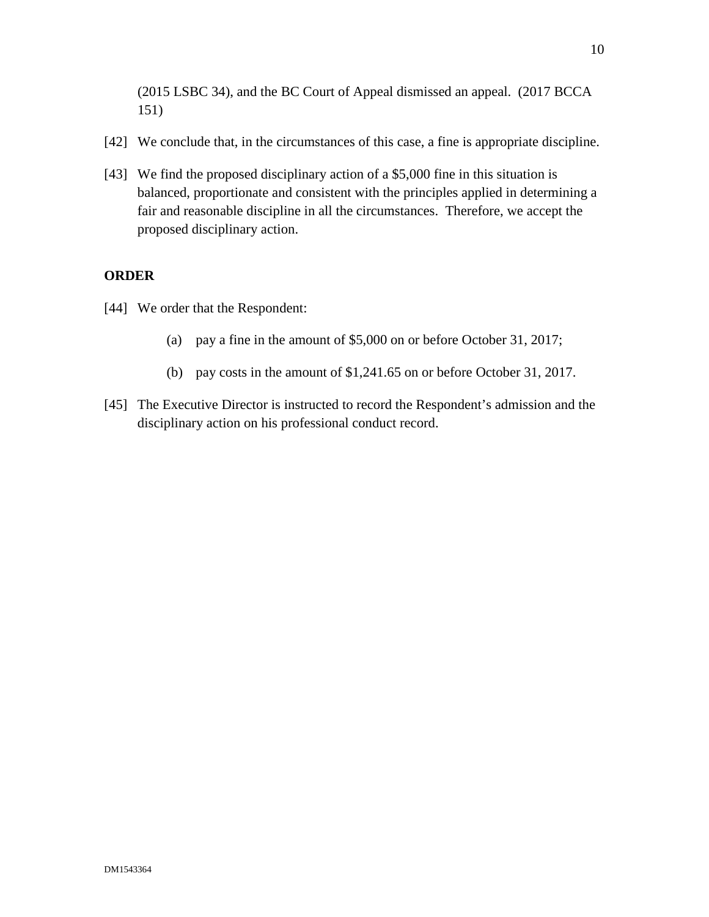(2015 LSBC 34), and the BC Court of Appeal dismissed an appeal. (2017 BCCA 151)

[42] We conclude that, in the circumstances of this case, a fine is appropriate discipline.

[43] We find the proposed disciplinary action of a $5,000 fine in this situation is balanced, proportionate and consistent with the principles applied in determining a fair and reasonable discipline in all the circumstances. Therefore, we accept the proposed disciplinary action.

**ORDER**

[44] We order that the Respondent:

(a) pay a fine in the amount of $5,000 on or before October 31, 2017;

(b) pay costs in the amount of $1,241.65 on or before October 31, 2017.

[45] The Executive Director is instructed to record the Respondent's admission and the disciplinary action on his professional conduct record.